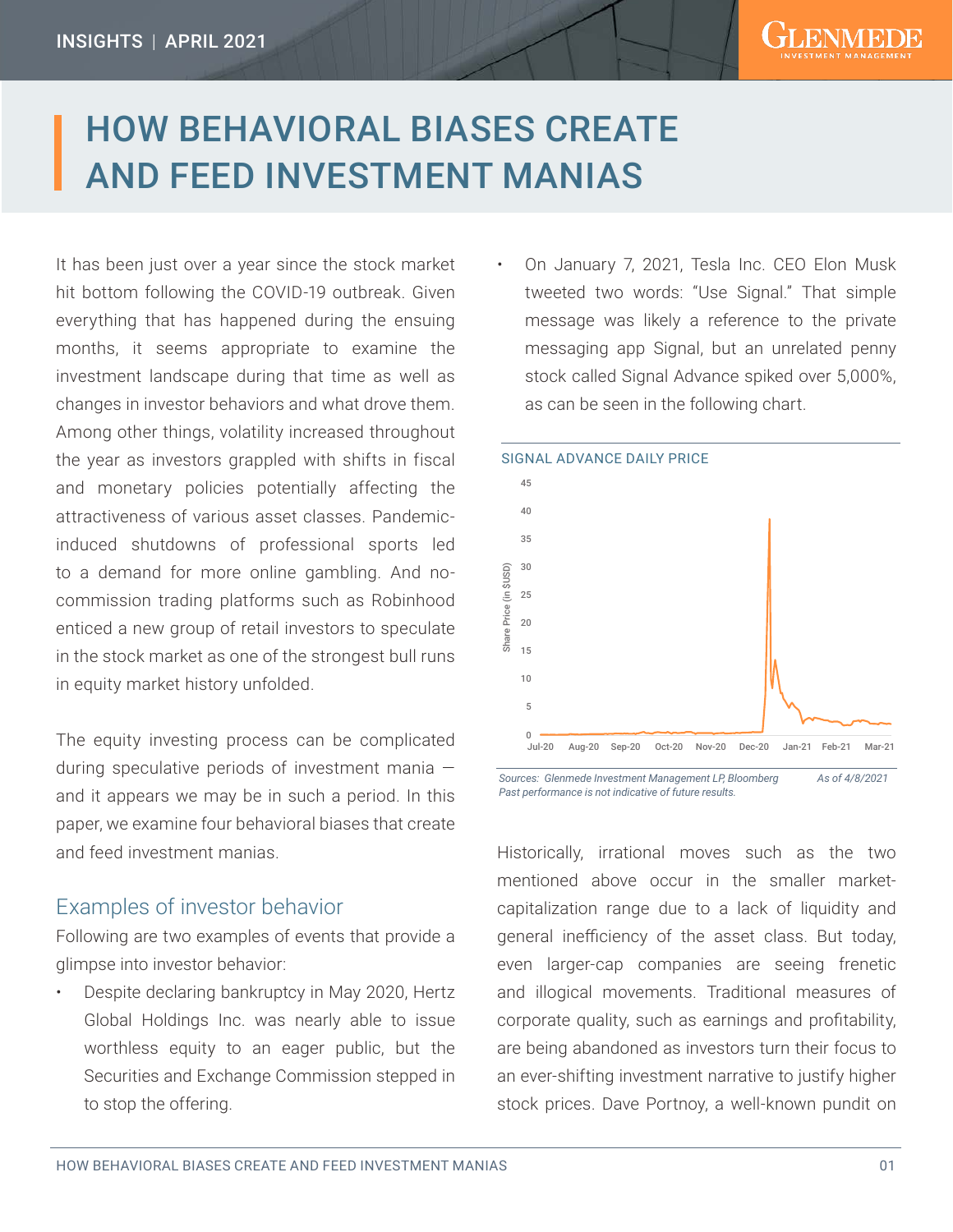INSIGHTS | APRIL 2021

# HOW BEHAVIORAL BIASES CREATE AND FEED INVESTMENT MANIAS

It has been just over a year since the stock market hit bottom following the COVID-19 outbreak. Given everything that has happened during the ensuing months, it seems appropriate to examine the investment landscape during that time as well as changes in investor behaviors and what drove them. Among other things, volatility increased throughout the year as investors grappled with shifts in fiscal and monetary policies potentially affecting the attractiveness of various asset classes. Pandemic-induced shutdowns of professional sports led to a demand for more online gambling. And no-commission trading platforms such as Robinhood enticed a new group of retail investors to speculate in the stock market as one of the strongest bull runs in equity market history unfolded.

The equity investing process can be complicated during speculative periods of investment mania — and it appears we may be in such a period. In this paper, we examine four behavioral biases that create and feed investment manias.

## Examples of investor behavior

Following are two examples of events that provide a glimpse into investor behavior:

- Despite declaring bankruptcy in May 2020, Hertz Global Holdings Inc. was nearly able to issue worthless equity to an eager public, but the Securities and Exchange Commission stepped in to stop the offering.
- On January 7, 2021, Tesla Inc. CEO Elon Musk tweeted two words: "Use Signal." That simple message was likely a reference to the private messaging app Signal, but an unrelated penny stock called Signal Advance spiked over 5,000%, as can be seen in the following chart.

SIGNAL ADVANCE DAILY PRICE

*Sources: Glenmede Investment Management LP, Bloomberg* *As of 4/8/2021*
*Past performance is not indicative of future results.*

Historically, irrational moves such as the two mentioned above occur in the smaller market-capitalization range due to a lack of liquidity and general inefficiency of the asset class. But today, even larger-cap companies are seeing frenetic and illogical movements. Traditional measures of corporate quality, such as earnings and profitability, are being abandoned as investors turn their focus to an ever-shifting investment narrative to justify higher stock prices. Dave Portnoy, a well-known pundit on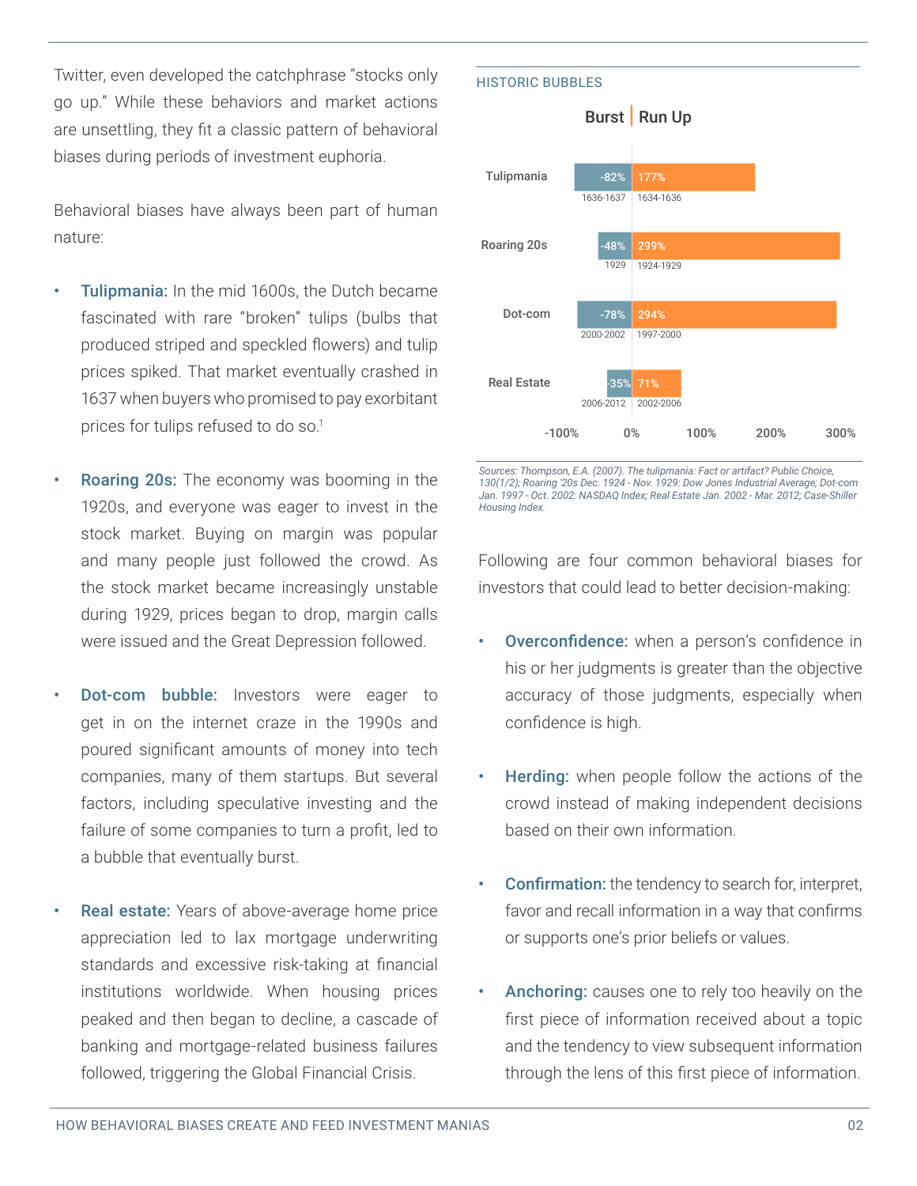Twitter, even developed the catchphrase "stocks only go up." While these behaviors and market actions are unsettling, they fit a classic pattern of behavioral biases during periods of investment euphoria.

Behavioral biases have always been part of human nature:

- **Tulipmania:** In the mid 1600s, the Dutch became fascinated with rare "broken" tulips (bulbs that produced striped and speckled flowers) and tulip prices spiked. That market eventually crashed in 1637 when buyers who promised to pay exorbitant prices for tulips refused to do so.[1]

- **Roaring 20s:** The economy was booming in the 1920s, and everyone was eager to invest in the stock market. Buying on margin was popular and many people just followed the crowd. As the stock market became increasingly unstable during 1929, prices began to drop, margin calls were issued and the Great Depression followed.

- **Dot-com bubble:** Investors were eager to get in on the internet craze in the 1990s and poured significant amounts of money into tech companies, many of them startups. But several factors, including speculative investing and the failure of some companies to turn a profit, led to a bubble that eventually burst.

- **Real estate:** Years of above-average home price appreciation led to lax mortgage underwriting standards and excessive risk-taking at financial institutions worldwide. When housing prices peaked and then began to decline, a cascade of banking and mortgage-related business failures followed, triggering the Global Financial Crisis.

HISTORIC BUBBLES

| | Burst | Burst period | Run Up | Run Up period |
|---|---|---|---|---|
| Tulipmania | -82% | 1636-1637 | 177% | 1634-1636 |
| Roaring 20s | -48% | 1929 | 299% | 1924-1929 |
| Dot-com | -78% | 2000-2002 | 294% | 1997-2000 |
| Real Estate | -35% | 2006-2012 | 71% | 2002-2006 |

*Sources: Thompson, E.A. (2007). The tulipmania: Fact or artifact? Public Choice, 130(1/2); Roaring '20s Dec. 1924 - Nov. 1929: Dow Jones Industrial Average; Dot-com Jan. 1997 - Oct. 2002: NASDAQ Index; Real Estate Jan. 2002 - Mar. 2012; Case-Shiller Housing Index.*

Following are four common behavioral biases for investors that could lead to better decision-making:

- **Overconfidence:** when a person's confidence in his or her judgments is greater than the objective accuracy of those judgments, especially when confidence is high.

- **Herding:** when people follow the actions of the crowd instead of making independent decisions based on their own information.

- **Confirmation:** the tendency to search for, interpret, favor and recall information in a way that confirms or supports one's prior beliefs or values.

- **Anchoring:** causes one to rely too heavily on the first piece of information received about a topic and the tendency to view subsequent information through the lens of this first piece of information.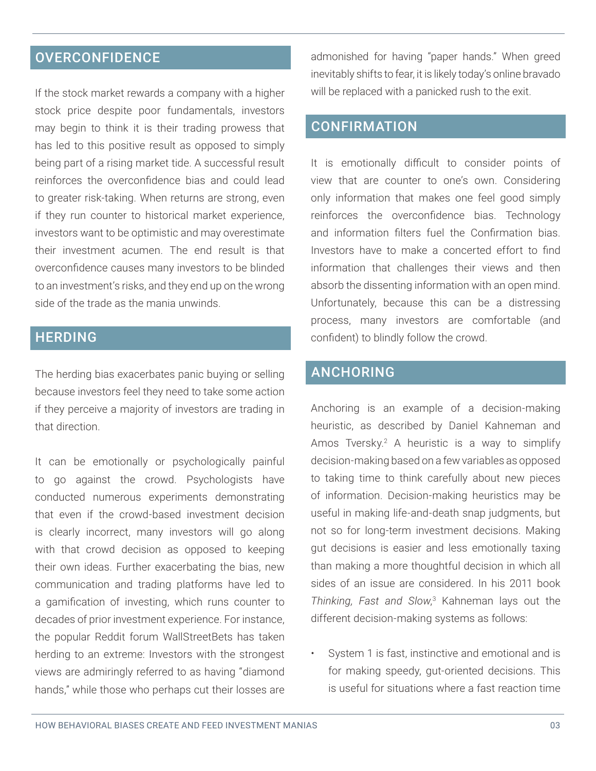## OVERCONFIDENCE

If the stock market rewards a company with a higher stock price despite poor fundamentals, investors may begin to think it is their trading prowess that has led to this positive result as opposed to simply being part of a rising market tide. A successful result reinforces the overconfidence bias and could lead to greater risk-taking. When returns are strong, even if they run counter to historical market experience, investors want to be optimistic and may overestimate their investment acumen. The end result is that overconfidence causes many investors to be blinded to an investment's risks, and they end up on the wrong side of the trade as the mania unwinds.

## HERDING

The herding bias exacerbates panic buying or selling because investors feel they need to take some action if they perceive a majority of investors are trading in that direction.

It can be emotionally or psychologically painful to go against the crowd. Psychologists have conducted numerous experiments demonstrating that even if the crowd-based investment decision is clearly incorrect, many investors will go along with that crowd decision as opposed to keeping their own ideas. Further exacerbating the bias, new communication and trading platforms have led to a gamification of investing, which runs counter to decades of prior investment experience. For instance, the popular Reddit forum WallStreetBets has taken herding to an extreme: Investors with the strongest views are admiringly referred to as having "diamond hands," while those who perhaps cut their losses are admonished for having "paper hands." When greed inevitably shifts to fear, it is likely today's online bravado will be replaced with a panicked rush to the exit.

## CONFIRMATION

It is emotionally difficult to consider points of view that are counter to one's own. Considering only information that makes one feel good simply reinforces the overconfidence bias. Technology and information filters fuel the Confirmation bias. Investors have to make a concerted effort to find information that challenges their views and then absorb the dissenting information with an open mind. Unfortunately, because this can be a distressing process, many investors are comfortable (and confident) to blindly follow the crowd.

## ANCHORING

Anchoring is an example of a decision-making heuristic, as described by Daniel Kahneman and Amos Tversky.[2] A heuristic is a way to simplify decision-making based on a few variables as opposed to taking time to think carefully about new pieces of information. Decision-making heuristics may be useful in making life-and-death snap judgments, but not so for long-term investment decisions. Making gut decisions is easier and less emotionally taxing than making a more thoughtful decision in which all sides of an issue are considered. In his 2011 book *Thinking, Fast and Slow*,[3] Kahneman lays out the different decision-making systems as follows:

- System 1 is fast, instinctive and emotional and is for making speedy, gut-oriented decisions. This is useful for situations where a fast reaction time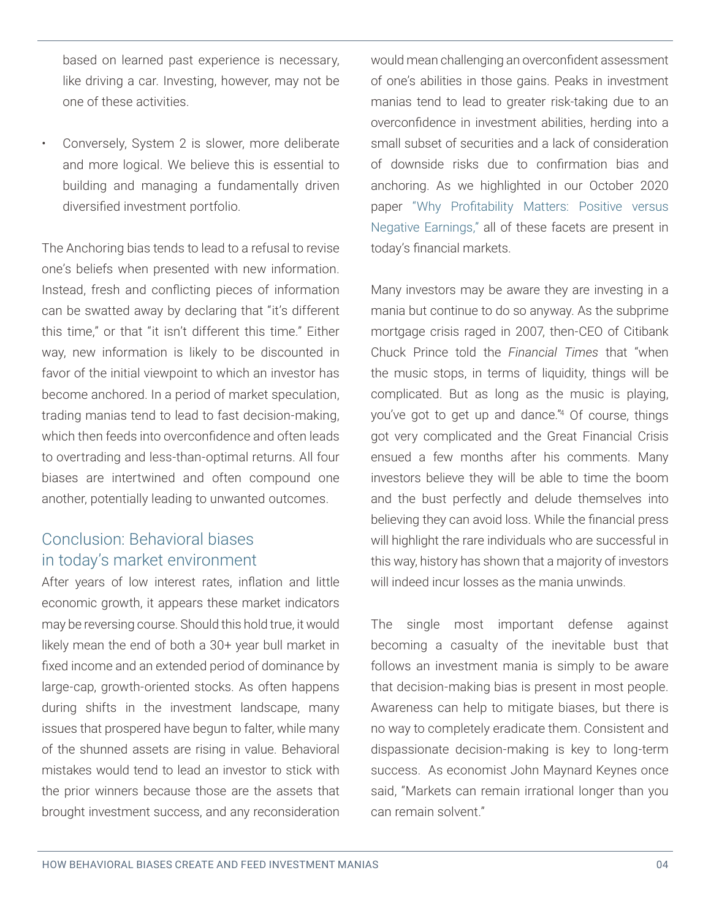based on learned past experience is necessary, like driving a car. Investing, however, may not be one of these activities.

- Conversely, System 2 is slower, more deliberate and more logical. We believe this is essential to building and managing a fundamentally driven diversified investment portfolio.

The Anchoring bias tends to lead to a refusal to revise one's beliefs when presented with new information. Instead, fresh and conflicting pieces of information can be swatted away by declaring that "it's different this time," or that "it isn't different this time." Either way, new information is likely to be discounted in favor of the initial viewpoint to which an investor has become anchored. In a period of market speculation, trading manias tend to lead to fast decision-making, which then feeds into overconfidence and often leads to overtrading and less-than-optimal returns. All four biases are intertwined and often compound one another, potentially leading to unwanted outcomes.

## Conclusion: Behavioral biases in today's market environment

After years of low interest rates, inflation and little economic growth, it appears these market indicators may be reversing course. Should this hold true, it would likely mean the end of both a 30+ year bull market in fixed income and an extended period of dominance by large-cap, growth-oriented stocks. As often happens during shifts in the investment landscape, many issues that prospered have begun to falter, while many of the shunned assets are rising in value. Behavioral mistakes would tend to lead an investor to stick with the prior winners because those are the assets that brought investment success, and any reconsideration would mean challenging an overconfident assessment of one's abilities in those gains. Peaks in investment manias tend to lead to greater risk-taking due to an overconfidence in investment abilities, herding into a small subset of securities and a lack of consideration of downside risks due to confirmation bias and anchoring. As we highlighted in our October 2020 paper "Why Profitability Matters: Positive versus Negative Earnings," all of these facets are present in today's financial markets.

Many investors may be aware they are investing in a mania but continue to do so anyway. As the subprime mortgage crisis raged in 2007, then-CEO of Citibank Chuck Prince told the *Financial Times* that "when the music stops, in terms of liquidity, things will be complicated. But as long as the music is playing, you've got to get up and dance."[4] Of course, things got very complicated and the Great Financial Crisis ensued a few months after his comments. Many investors believe they will be able to time the boom and the bust perfectly and delude themselves into believing they can avoid loss. While the financial press will highlight the rare individuals who are successful in this way, history has shown that a majority of investors will indeed incur losses as the mania unwinds.

The single most important defense against becoming a casualty of the inevitable bust that follows an investment mania is simply to be aware that decision-making bias is present in most people. Awareness can help to mitigate biases, but there is no way to completely eradicate them. Consistent and dispassionate decision-making is key to long-term success. As economist John Maynard Keynes once said, "Markets can remain irrational longer than you can remain solvent."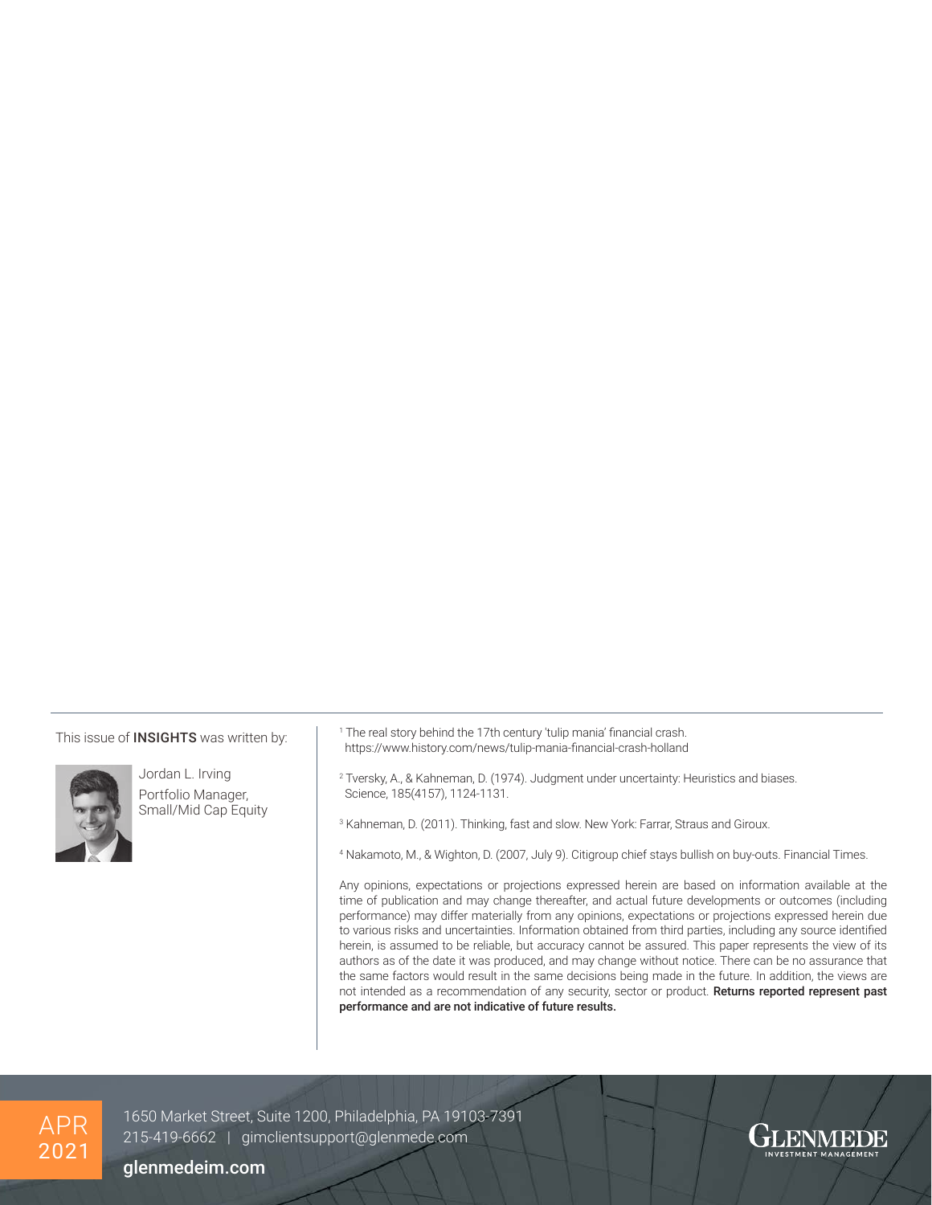This issue of **INSIGHTS** was written by:

Jordan L. Irving
Portfolio Manager,
Small/Mid Cap Equity

[1] The real story behind the 17th century 'tulip mania' financial crash. https://www.history.com/news/tulip-mania-financial-crash-holland

[2] Tversky, A., & Kahneman, D. (1974). Judgment under uncertainty: Heuristics and biases. Science, 185(4157), 1124-1131.

[3] Kahneman, D. (2011). Thinking, fast and slow. New York: Farrar, Straus and Giroux.

[4] Nakamoto, M., & Wighton, D. (2007, July 9). Citigroup chief stays bullish on buy-outs. Financial Times.

Any opinions, expectations or projections expressed herein are based on information available at the time of publication and may change thereafter, and actual future developments or outcomes (including performance) may differ materially from any opinions, expectations or projections expressed herein due to various risks and uncertainties. Information obtained from third parties, including any source identified herein, is assumed to be reliable, but accuracy cannot be assured. This paper represents the view of its authors as of the date it was produced, and may change without notice. There can be no assurance that the same factors would result in the same decisions being made in the future. In addition, the views are not intended as a recommendation of any security, sector or product. **Returns reported represent past performance and are not indicative of future results.**

APR 2021

1650 Market Street, Suite 1200, Philadelphia, PA 19103-7391
215-419-6662 | gimclientsupport@glenmede.com

**glenmedeim.com**

GLENMEDE
INVESTMENT MANAGEMENT